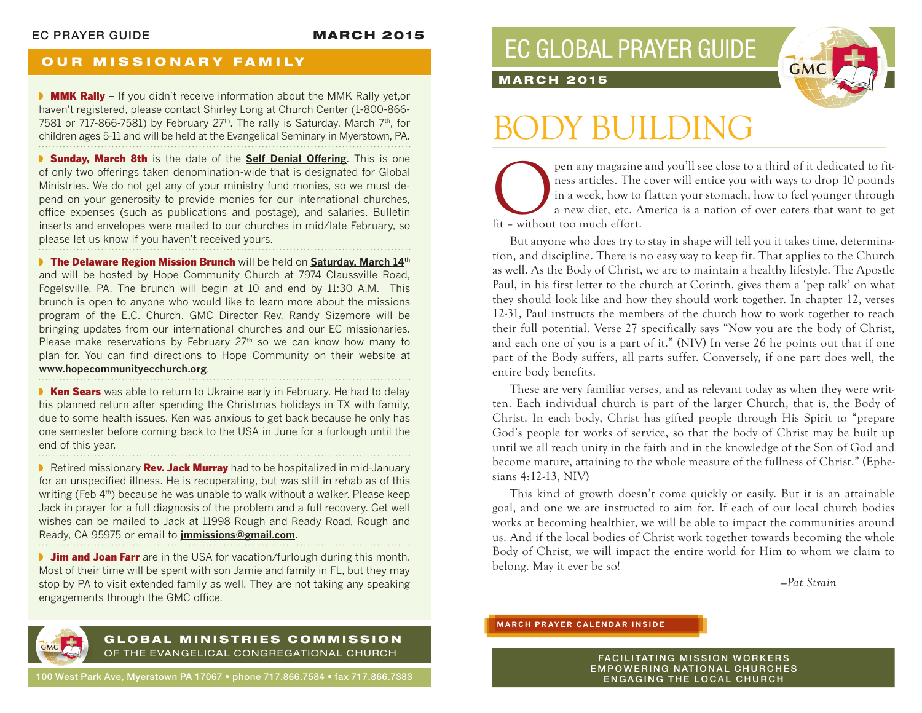## OUR MISSIONARY FAMILY

**MMK Rally** – If you didn't receive information about the MMK Rally yet,or haven't registered, please contact Shirley Long at Church Center (1-800-866-7581 or 717-866-7581) by February 27th. The rally is Saturday, March 7th, for children ages 5-11 and will be held at the Evangelical Seminary in Myerstown, PA.

**Sunday, March 8th** is the date of the **Self Denial Offering**. This is one of only two offerings taken denomination-wide that is designated for Global Ministries. We do not get any of your ministry fund monies, so we must depend on your generosity to provide monies for our international churches, office expenses (such as publications and postage), and salaries. Bulletin inserts and envelopes were mailed to our churches in mid/late February, so please let us know if you haven't received yours.

**The Delaware Region Mission Brunch** will be held on **Saturday, March 14th** and will be hosted by Hope Community Church at 7974 Claussville Road, Fogelsville, PA. The brunch will begin at 10 and end by 11:30 A.M. This brunch is open to anyone who would like to learn more about the missions program of the E.C. Church. GMC Director Rev. Randy Sizemore will be bringing updates from our international churches and our EC missionaries. Please make reservations by February 27th so we can know how many to plan for. You can find directions to Hope Community on their website at **www.hopecommunityecchurch.org**.

**Ken Sears** was able to return to Ukraine early in February. He had to delay his planned return after spending the Christmas holidays in TX with family, due to some health issues. Ken was anxious to get back because he only has one semester before coming back to the USA in June for a furlough until the end of this year.

Retired missionary **Rev. Jack Murray** had to be hospitalized in mid-January for an unspecified illness. He is recuperating, but was still in rehab as of this writing (Feb 4th) because he was unable to walk without a walker. Please keep Jack in prayer for a full diagnosis of the problem and a full recovery. Get well wishes can be mailed to Jack at 11998 Rough and Ready Road, Rough and Ready, CA 95975 or email to **jmmissions@gmail.com**.

**Jim and Joan Farr** are in the USA for vacation/furlough during this month. Most of their time will be spent with son Jamie and family in FL, but they may stop by PA to visit extended family as well. They are not taking any speaking engagements through the GMC office.

**GLOBAL MINISTRIES COMMISSION**
OF THE EVANGELICAL CONGREGATIONAL CHURCH

100 West Park Ave, Myerstown PA 17067 • phone 717.866.7584 • fax 717.866.7383

# EC GLOBAL PRAYER GUIDE

**MARCH 2015**

# BODY BUILDING

Open any magazine and you'll see close to a third of it dedicated to fitness articles. The cover will entice you with ways to drop 10 pounds in a week, how to flatten your stomach, how to feel younger through a new diet, etc. America is a nation of over eaters that want to get fit – without too much effort.

But anyone who does try to stay in shape will tell you it takes time, determination, and discipline. There is no easy way to keep fit. That applies to the Church as well. As the Body of Christ, we are to maintain a healthy lifestyle. The Apostle Paul, in his first letter to the church at Corinth, gives them a 'pep talk' on what they should look like and how they should work together. In chapter 12, verses 12-31, Paul instructs the members of the church how to work together to reach their full potential. Verse 27 specifically says "Now you are the body of Christ, and each one of you is a part of it." (NIV) In verse 26 he points out that if one part of the Body suffers, all parts suffer. Conversely, if one part does well, the entire body benefits.

These are very familiar verses, and as relevant today as when they were written. Each individual church is part of the larger Church, that is, the Body of Christ. In each body, Christ has gifted people through His Spirit to "prepare God's people for works of service, so that the body of Christ may be built up until we all reach unity in the faith and in the knowledge of the Son of God and become mature, attaining to the whole measure of the fullness of Christ." (Ephesians 4:12-13, NIV)

This kind of growth doesn't come quickly or easily. But it is an attainable goal, and one we are instructed to aim for. If each of our local church bodies works at becoming healthier, we will be able to impact the communities around us. And if the local bodies of Christ work together towards becoming the whole Body of Christ, we will impact the entire world for Him to whom we claim to belong. May it ever be so!

*—Pat Strain*

**MARCH PRAYER CALENDAR INSIDE**

FACILITATING MISSION WORKERS
EMPOWERING NATIONAL CHURCHES
ENGAGING THE LOCAL CHURCH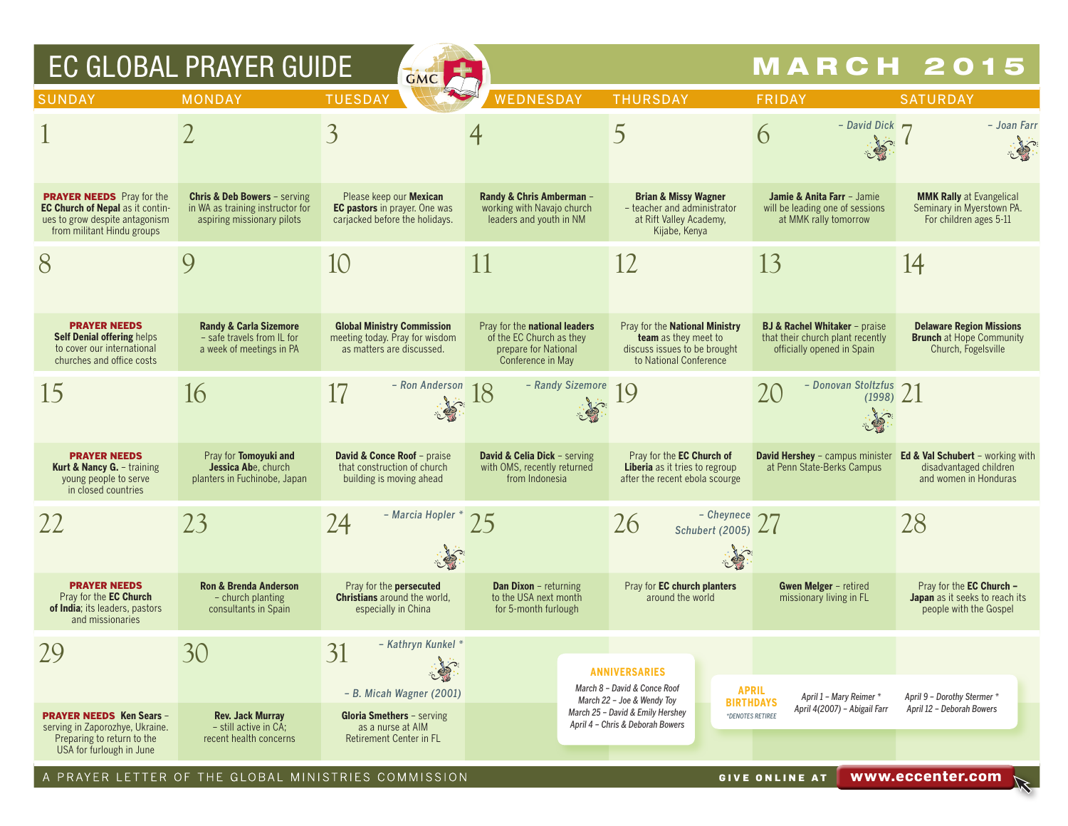# EC GLOBAL PRAYER GUIDE

## MARCH 2015

| SUNDAY | MONDAY | TUESDAY | WEDNESDAY | THURSDAY | FRIDAY | SATURDAY |
|---|---|---|---|---|---|---|
| 1<br>**PRAYER NEEDS** Pray for the **EC Church of Nepal** as it continues to grow despite antagonism from militant Hindu groups | 2<br>**Chris & Deb Bowers** – serving in WA as training instructor for aspiring missionary pilots | 3<br>Please keep our **Mexican EC pastors** in prayer. One was carjacked before the holidays. | 4<br>**Randy & Chris Amberman** – working with Navajo church leaders and youth in NM | 5<br>**Brian & Missy Wagner** – teacher and administrator at Rift Valley Academy, Kijabe, Kenya | 6 *– David Dick*<br>**Jamie & Anita Farr** – Jamie will be leading one of sessions at MMK rally tomorrow | 7 *– Joan Farr*<br>**MMK Rally** at Evangelical Seminary in Myerstown PA. For children ages 5-11 |
| 8<br>**PRAYER NEEDS**<br>**Self Denial offering** helps to cover our international churches and office costs | 9<br>**Randy & Carla Sizemore** – safe travels from IL for a week of meetings in PA | 10<br>**Global Ministry Commission** meeting today. Pray for wisdom as matters are discussed. | 11<br>Pray for the **national leaders** of the EC Church as they prepare for National Conference in May | 12<br>Pray for the **National Ministry team** as they meet to discuss issues to be brought to National Conference | 13<br>**BJ & Rachel Whitaker** – praise that their church plant recently officially opened in Spain | 14<br>**Delaware Region Missions Brunch** at Hope Community Church, Fogelsville |
| 15<br>**PRAYER NEEDS**<br>**Kurt & Nancy G.** – training young people to serve in closed countries | 16<br>Pray for **Tomoyuki and Jessica Ab**e, church planters in Fuchinobe, Japan | 17 *– Ron Anderson*<br>**David & Conce Roof** – praise that construction of church building is moving ahead | 18 *– Randy Sizemore*<br>**David & Celia Dick** – serving with OMS, recently returned from Indonesia | 19<br>Pray for the **EC Church of Liberia** as it tries to regroup after the recent ebola scourge | 20 *– Donovan Stoltzfus (1998)*<br>**David Hershey** – campus minister at Penn State-Berks Campus | 21<br>**Ed & Val Schubert** – working with disadvantaged children and women in Honduras |
| 22<br>**PRAYER NEEDS**<br>Pray for the **EC Church of India**; its leaders, pastors and missionaries | 23<br>**Ron & Brenda Anderson** – church planting consultants in Spain | 24 *– Marcia Hopler **<br>Pray for the **persecuted Christians** around the world, especially in China | 25<br>**Dan Dixon** – returning to the USA next month for 5-month furlough | 26 *– Cheynece Schubert (2005)*<br>Pray for **EC church planters** around the world | 27<br>**Gwen Melger** – retired missionary living in FL | 28<br>Pray for the **EC Church – Japan** as it seeks to reach its people with the Gospel |
| 29<br>**PRAYER NEEDS Ken Sears** – serving in Zaporozhye, Ukraine. Preparing to return to the USA for furlough in June | 30<br>**Rev. Jack Murray** – still active in CA; recent health concerns | 31 *– Kathryn Kunkel **<br>*– B. Micah Wagner (2001)*<br>**Gloria Smethers** – serving as a nurse at AIM Retirement Center in FL | | | | |

**ANNIVERSARIES**

*March 8 – David & Conce Roof*
*March 22 – Joe & Wendy Toy*
*March 25 – David & Emily Hershey*
*April 4 – Chris & Deborah Bowers*

**APRIL BIRTHDAYS**
*DENOTES RETIREE

*April 1 – Mary Reimer **
*April 4(2007) – Abigail Farr*
*April 9 – Dorothy Stermer **
*April 12 – Deborah Bowers*

A PRAYER LETTER OF THE GLOBAL MINISTRIES COMMISSION

GIVE ONLINE AT **www.eccenter.com**